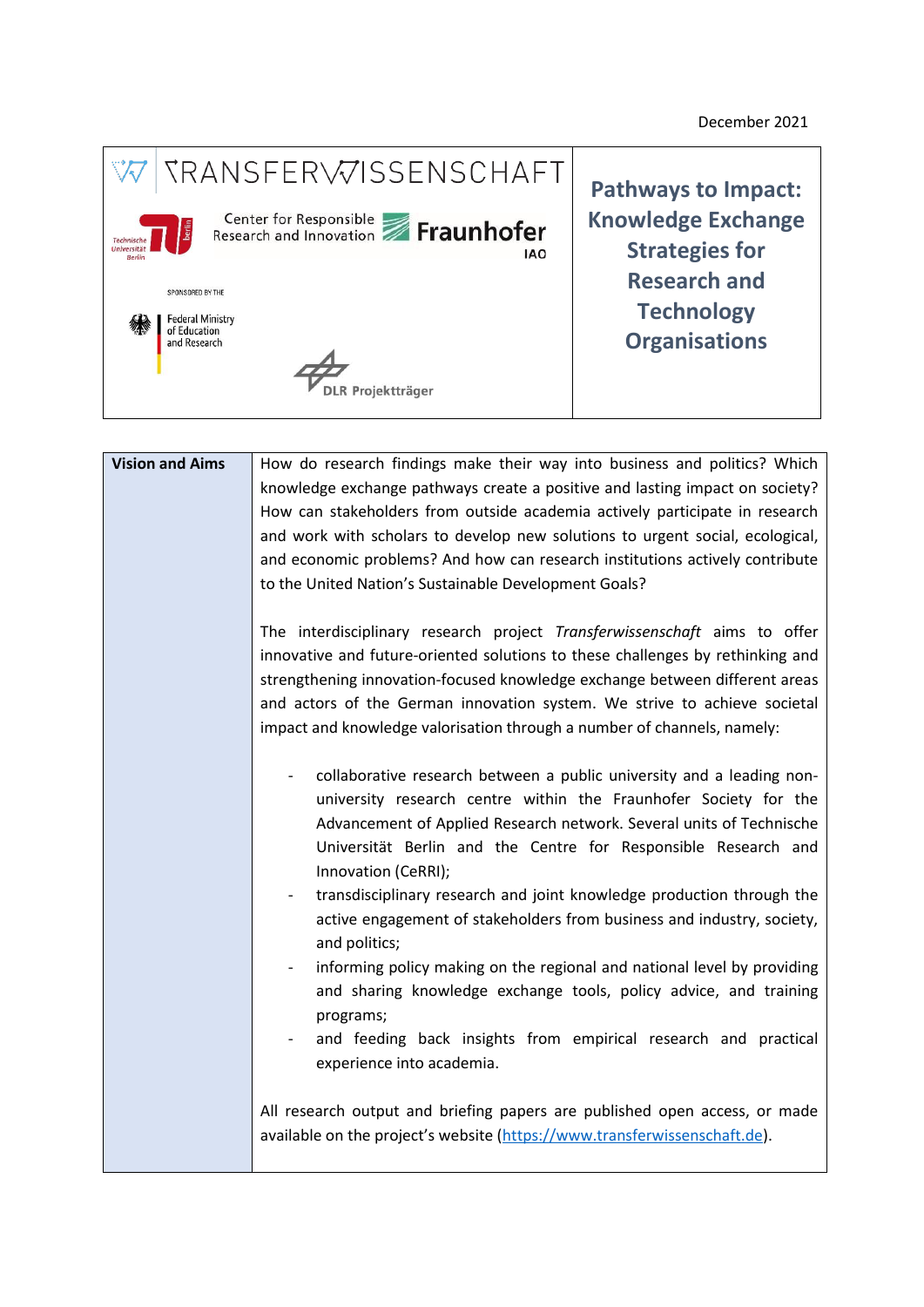December 2021

# Pathways to Impact: Knowledge Exchange Strategies for Research and Technology Organisations

TRANSFERWISSENSCHAFT

Center for Responsible Research and Innovation

Fraunhofer IAO

Technische Universität Berlin

SPONSORED BY THE

Federal Ministry of Education and Research

DLR Projektträger

| **Vision and Aims** | How do research findings make their way into business and politics? Which knowledge exchange pathways create a positive and lasting impact on society? How can stakeholders from outside academia actively participate in research and work with scholars to develop new solutions to urgent social, ecological, and economic problems? And how can research institutions actively contribute to the United Nation's Sustainable Development Goals?<br><br>The interdisciplinary research project *Transferwissenschaft* aims to offer innovative and future-oriented solutions to these challenges by rethinking and strengthening innovation-focused knowledge exchange between different areas and actors of the German innovation system. We strive to achieve societal impact and knowledge valorisation through a number of channels, namely:<br><br>- collaborative research between a public university and a leading non-university research centre within the Fraunhofer Society for the Advancement of Applied Research network. Several units of Technische Universität Berlin and the Centre for Responsible Research and Innovation (CeRRI);<br>- transdisciplinary research and joint knowledge production through the active engagement of stakeholders from business and industry, society, and politics;<br>- informing policy making on the regional and national level by providing and sharing knowledge exchange tools, policy advice, and training programs;<br>- and feeding back insights from empirical research and practical experience into academia.<br><br>All research output and briefing papers are published open access, or made available on the project's website (https://www.transferwissenschaft.de). |
|---|---|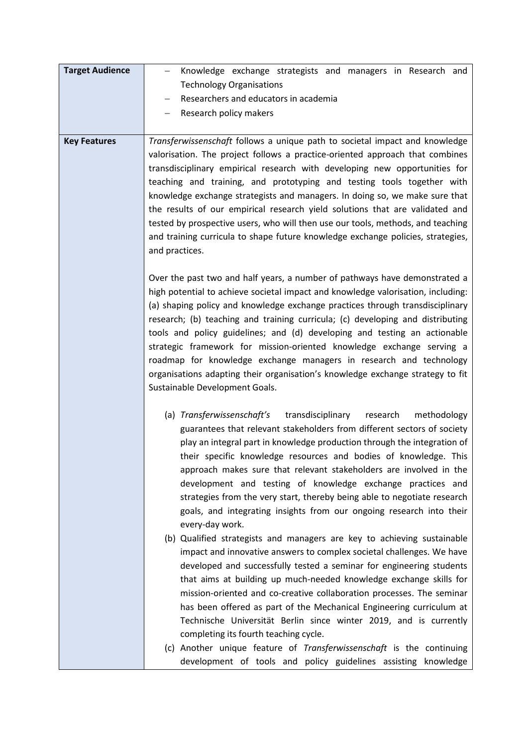| Target Audience | – Knowledge exchange strategists and managers in Research and Technology Organisations<br>– Researchers and educators in academia<br>– Research policy makers |
|---|---|
| Key Features | *Transferwissenschaft* follows a unique path to societal impact and knowledge valorisation. The project follows a practice-oriented approach that combines transdisciplinary empirical research with developing new opportunities for teaching and training, and prototyping and testing tools together with knowledge exchange strategists and managers. In doing so, we make sure that the results of our empirical research yield solutions that are validated and tested by prospective users, who will then use our tools, methods, and teaching and training curricula to shape future knowledge exchange policies, strategies, and practices.<br><br>Over the past two and half years, a number of pathways have demonstrated a high potential to achieve societal impact and knowledge valorisation, including: (a) shaping policy and knowledge exchange practices through transdisciplinary research; (b) teaching and training curricula; (c) developing and distributing tools and policy guidelines; and (d) developing and testing an actionable strategic framework for mission-oriented knowledge exchange serving a roadmap for knowledge exchange managers in research and technology organisations adapting their organisation's knowledge exchange strategy to fit Sustainable Development Goals.<br><br>(a) *Transferwissenschaft's* transdisciplinary research methodology guarantees that relevant stakeholders from different sectors of society play an integral part in knowledge production through the integration of their specific knowledge resources and bodies of knowledge. This approach makes sure that relevant stakeholders are involved in the development and testing of knowledge exchange practices and strategies from the very start, thereby being able to negotiate research goals, and integrating insights from our ongoing research into their every-day work.<br>(b) Qualified strategists and managers are key to achieving sustainable impact and innovative answers to complex societal challenges. We have developed and successfully tested a seminar for engineering students that aims at building up much-needed knowledge exchange skills for mission-oriented and co-creative collaboration processes. The seminar has been offered as part of the Mechanical Engineering curriculum at Technische Universität Berlin since winter 2019, and is currently completing its fourth teaching cycle.<br>(c) Another unique feature of *Transferwissenschaft* is the continuing development of tools and policy guidelines assisting knowledge |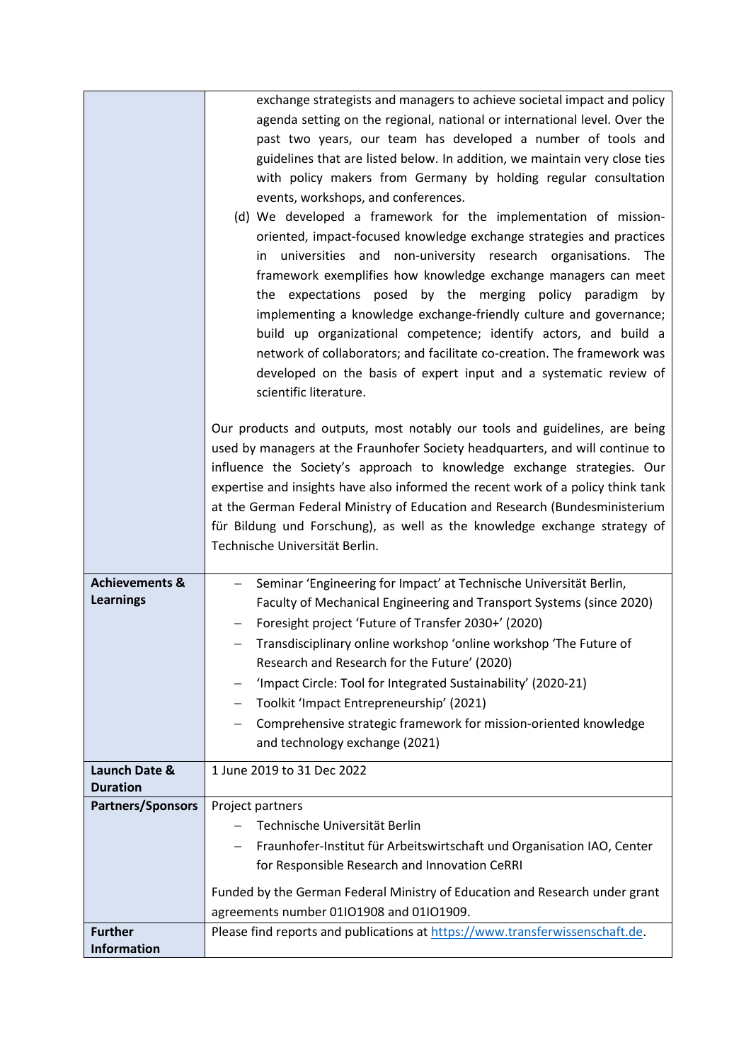| | |
|---|---|
| | exchange strategists and managers to achieve societal impact and policy agenda setting on the regional, national or international level. Over the past two years, our team has developed a number of tools and guidelines that are listed below. In addition, we maintain very close ties with policy makers from Germany by holding regular consultation events, workshops, and conferences.<br>(d) We developed a framework for the implementation of mission-oriented, impact-focused knowledge exchange strategies and practices in universities and non-university research organisations. The framework exemplifies how knowledge exchange managers can meet the expectations posed by the merging policy paradigm by implementing a knowledge exchange-friendly culture and governance; build up organizational competence; identify actors, and build a network of collaborators; and facilitate co-creation. The framework was developed on the basis of expert input and a systematic review of scientific literature.<br><br>Our products and outputs, most notably our tools and guidelines, are being used by managers at the Fraunhofer Society headquarters, and will continue to influence the Society's approach to knowledge exchange strategies. Our expertise and insights have also informed the recent work of a policy think tank at the German Federal Ministry of Education and Research (Bundesministerium für Bildung und Forschung), as well as the knowledge exchange strategy of Technische Universität Berlin. |
| **Achievements & Learnings** | – Seminar 'Engineering for Impact' at Technische Universität Berlin, Faculty of Mechanical Engineering and Transport Systems (since 2020)<br>– Foresight project 'Future of Transfer 2030+' (2020)<br>– Transdisciplinary online workshop 'online workshop 'The Future of Research and Research for the Future' (2020)<br>– 'Impact Circle: Tool for Integrated Sustainability' (2020-21)<br>– Toolkit 'Impact Entrepreneurship' (2021)<br>– Comprehensive strategic framework for mission-oriented knowledge and technology exchange (2021) |
| **Launch Date & Duration** | 1 June 2019 to 31 Dec 2022 |
| **Partners/Sponsors** | Project partners<br>– Technische Universität Berlin<br>– Fraunhofer-Institut für Arbeitswirtschaft und Organisation IAO, Center for Responsible Research and Innovation CeRRI<br><br>Funded by the German Federal Ministry of Education and Research under grant agreements number 01IO1908 and 01IO1909. |
| **Further Information** | Please find reports and publications at https://www.transferwissenschaft.de. |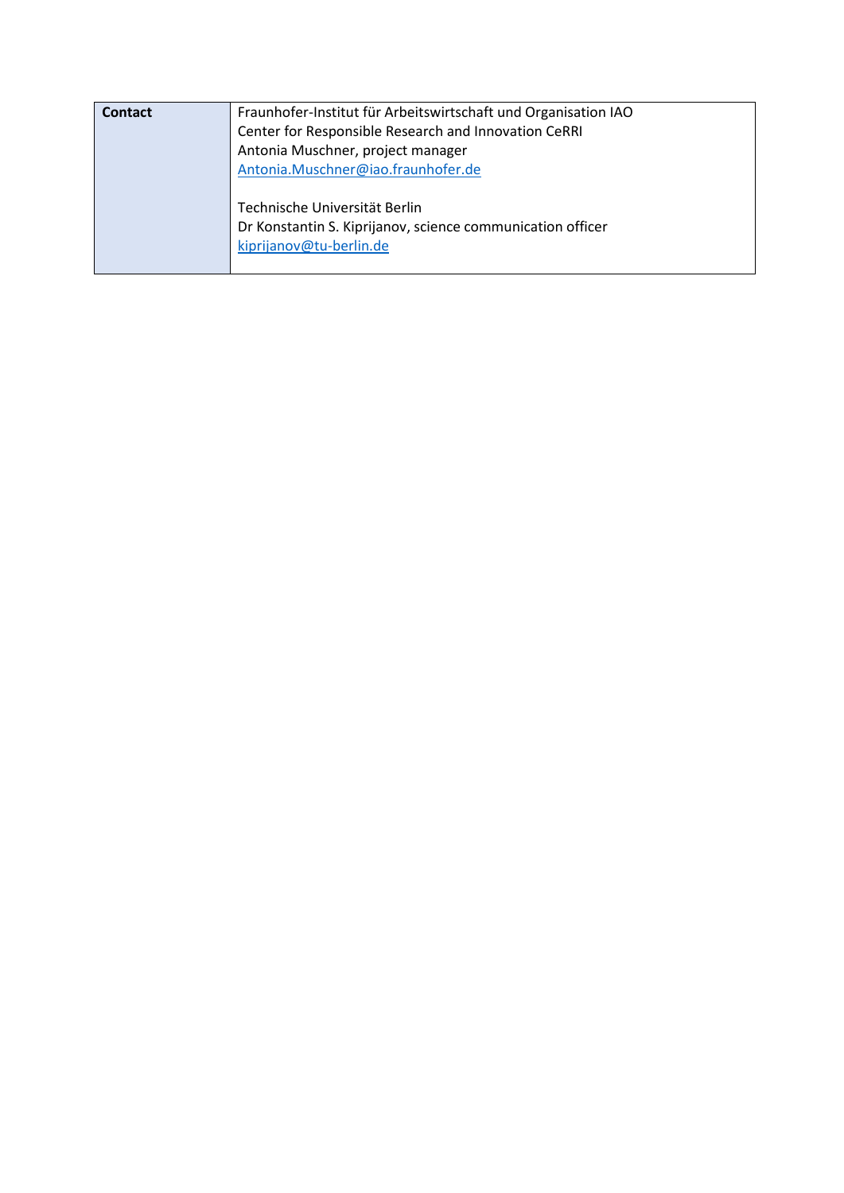| | |
|---|---|
| **Contact** | Fraunhofer-Institut für Arbeitswirtschaft und Organisation IAO<br>Center for Responsible Research and Innovation CeRRI<br>Antonia Muschner, project manager<br>Antonia.Muschner@iao.fraunhofer.de<br><br>Technische Universität Berlin<br>Dr Konstantin S. Kiprijanov, science communication officer<br>kiprijanov@tu-berlin.de |